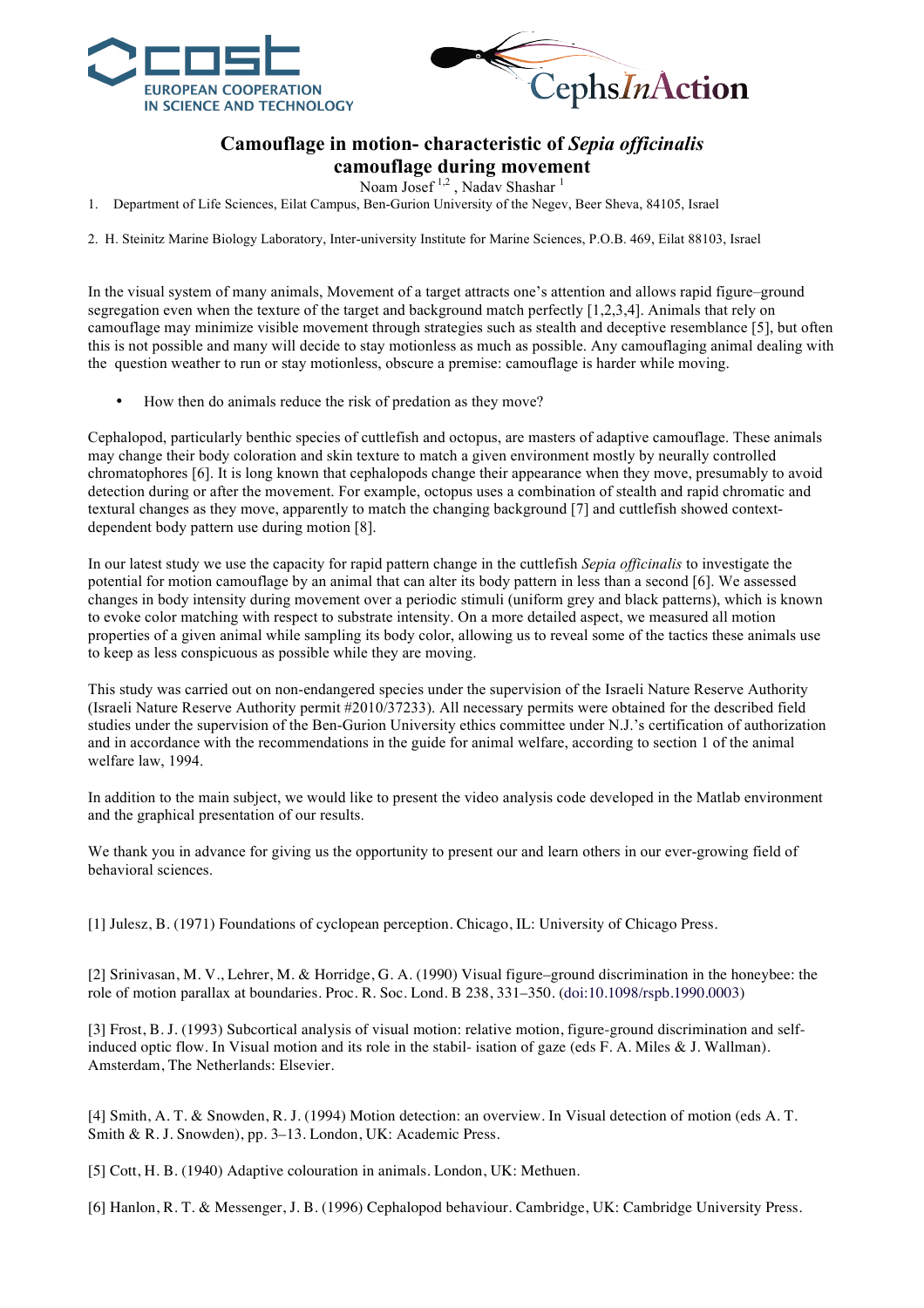# Camouflage in motion- characteristic of *Sepia officinalis* camouflage during movement

Noam Josef [1,2] , Nadav Shashar [1]

1. Department of Life Sciences, Eilat Campus, Ben-Gurion University of the Negev, Beer Sheva, 84105, Israel

2. H. Steinitz Marine Biology Laboratory, Inter-university Institute for Marine Sciences, P.O.B. 469, Eilat 88103, Israel

In the visual system of many animals, Movement of a target attracts one's attention and allows rapid figure–ground segregation even when the texture of the target and background match perfectly [1,2,3,4]. Animals that rely on camouflage may minimize visible movement through strategies such as stealth and deceptive resemblance [5], but often this is not possible and many will decide to stay motionless as much as possible. Any camouflaging animal dealing with the question weather to run or stay motionless, obscure a premise: camouflage is harder while moving.

- How then do animals reduce the risk of predation as they move?

Cephalopod, particularly benthic species of cuttlefish and octopus, are masters of adaptive camouflage. These animals may change their body coloration and skin texture to match a given environment mostly by neurally controlled chromatophores [6]. It is long known that cephalopods change their appearance when they move, presumably to avoid detection during or after the movement. For example, octopus uses a combination of stealth and rapid chromatic and textural changes as they move, apparently to match the changing background [7] and cuttlefish showed context-dependent body pattern use during motion [8].

In our latest study we use the capacity for rapid pattern change in the cuttlefish *Sepia officinalis* to investigate the potential for motion camouflage by an animal that can alter its body pattern in less than a second [6]. We assessed changes in body intensity during movement over a periodic stimuli (uniform grey and black patterns), which is known to evoke color matching with respect to substrate intensity. On a more detailed aspect, we measured all motion properties of a given animal while sampling its body color, allowing us to reveal some of the tactics these animals use to keep as less conspicuous as possible while they are moving.

This study was carried out on non-endangered species under the supervision of the Israeli Nature Reserve Authority (Israeli Nature Reserve Authority permit #2010/37233). All necessary permits were obtained for the described field studies under the supervision of the Ben-Gurion University ethics committee under N.J.'s certification of authorization and in accordance with the recommendations in the guide for animal welfare, according to section 1 of the animal welfare law, 1994.

In addition to the main subject, we would like to present the video analysis code developed in the Matlab environment and the graphical presentation of our results.

We thank you in advance for giving us the opportunity to present our and learn others in our ever-growing field of behavioral sciences.

[1] Julesz, B. (1971) Foundations of cyclopean perception. Chicago, IL: University of Chicago Press.

[2] Srinivasan, M. V., Lehrer, M. & Horridge, G. A. (1990) Visual figure–ground discrimination in the honeybee: the role of motion parallax at boundaries. Proc. R. Soc. Lond. B 238, 331–350. (doi:10.1098/rspb.1990.0003)

[3] Frost, B. J. (1993) Subcortical analysis of visual motion: relative motion, figure-ground discrimination and self-induced optic flow. In Visual motion and its role in the stabil- isation of gaze (eds F. A. Miles & J. Wallman). Amsterdam, The Netherlands: Elsevier.

[4] Smith, A. T. & Snowden, R. J. (1994) Motion detection: an overview. In Visual detection of motion (eds A. T. Smith & R. J. Snowden), pp. 3–13. London, UK: Academic Press.

[5] Cott, H. B. (1940) Adaptive colouration in animals. London, UK: Methuen.

[6] Hanlon, R. T. & Messenger, J. B. (1996) Cephalopod behaviour. Cambridge, UK: Cambridge University Press.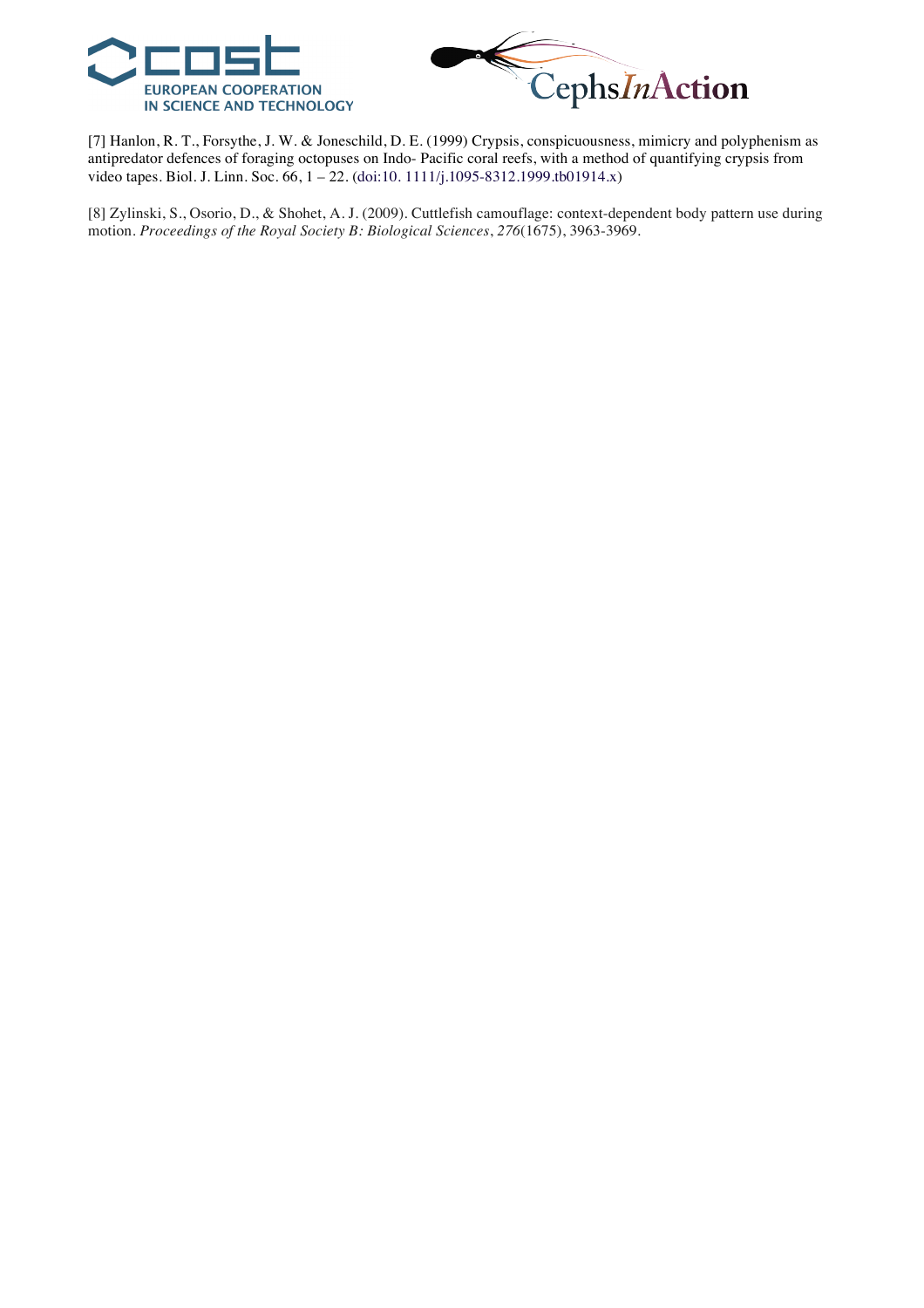[7] Hanlon, R. T., Forsythe, J. W. & Joneschild, D. E. (1999) Crypsis, conspicuousness, mimicry and polyphenism as antipredator defences of foraging octopuses on Indo- Pacific coral reefs, with a method of quantifying crypsis from video tapes. Biol. J. Linn. Soc. 66, 1 – 22. (doi:10. 1111/j.1095-8312.1999.tb01914.x)

[8] Zylinski, S., Osorio, D., & Shohet, A. J. (2009). Cuttlefish camouflage: context-dependent body pattern use during motion. *Proceedings of the Royal Society B: Biological Sciences*, *276*(1675), 3963-3969.